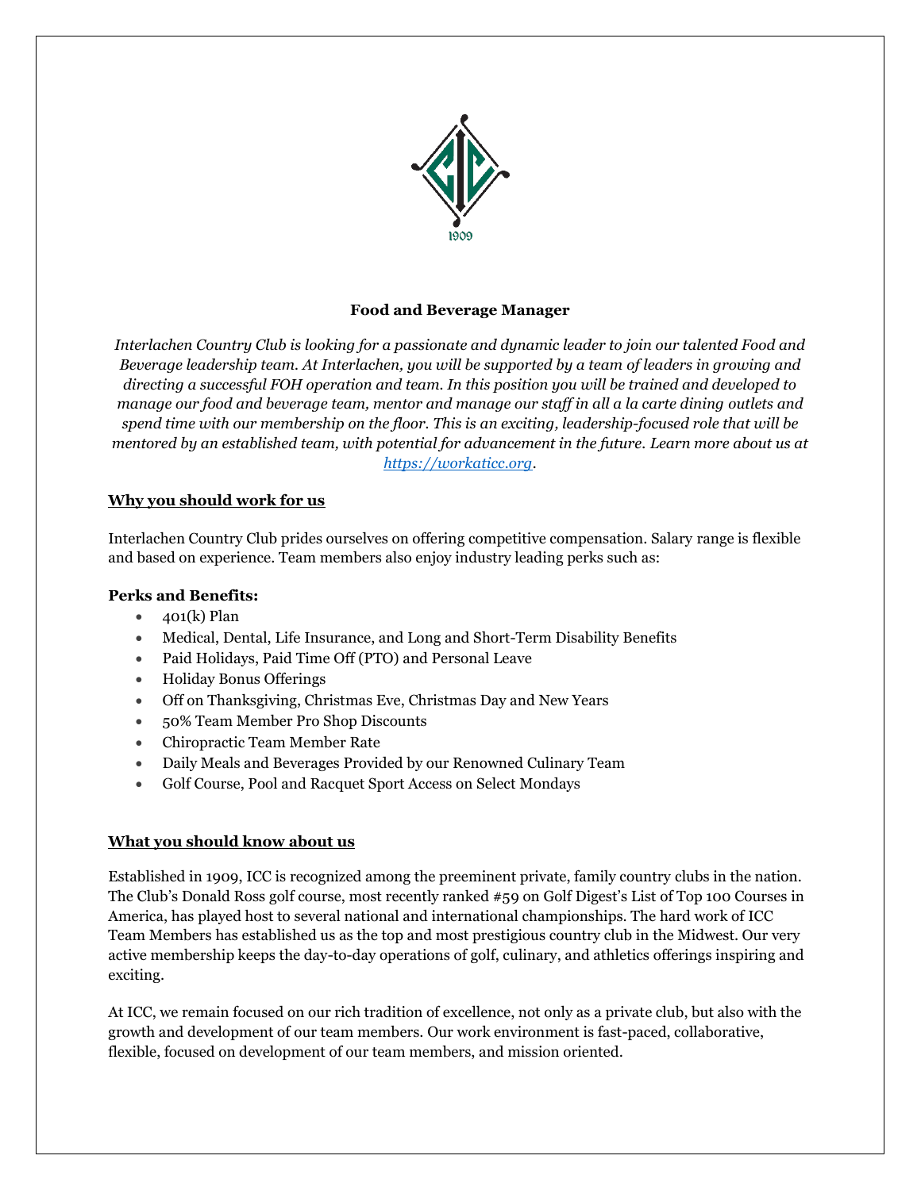1909

# Food and Beverage Manager

*Interlachen Country Club is looking for a passionate and dynamic leader to join our talented Food and Beverage leadership team. At Interlachen, you will be supported by a team of leaders in growing and directing a successful FOH operation and team. In this position you will be trained and developed to manage our food and beverage team, mentor and manage our staff in all a la carte dining outlets and spend time with our membership on the floor. This is an exciting, leadership-focused role that will be mentored by an established team, with potential for advancement in the future. Learn more about us at [https://workaticc.org](https://workaticc.org).*

## Why you should work for us

Interlachen Country Club prides ourselves on offering competitive compensation. Salary range is flexible and based on experience. Team members also enjoy industry leading perks such as:

**Perks and Benefits:**

- 401(k) Plan
- Medical, Dental, Life Insurance, and Long and Short-Term Disability Benefits
- Paid Holidays, Paid Time Off (PTO) and Personal Leave
- Holiday Bonus Offerings
- Off on Thanksgiving, Christmas Eve, Christmas Day and New Years
- 50% Team Member Pro Shop Discounts
- Chiropractic Team Member Rate
- Daily Meals and Beverages Provided by our Renowned Culinary Team
- Golf Course, Pool and Racquet Sport Access on Select Mondays

## What you should know about us

Established in 1909, ICC is recognized among the preeminent private, family country clubs in the nation. The Club's Donald Ross golf course, most recently ranked #59 on Golf Digest's List of Top 100 Courses in America, has played host to several national and international championships. The hard work of ICC Team Members has established us as the top and most prestigious country club in the Midwest. Our very active membership keeps the day-to-day operations of golf, culinary, and athletics offerings inspiring and exciting.

At ICC, we remain focused on our rich tradition of excellence, not only as a private club, but also with the growth and development of our team members. Our work environment is fast-paced, collaborative, flexible, focused on development of our team members, and mission oriented.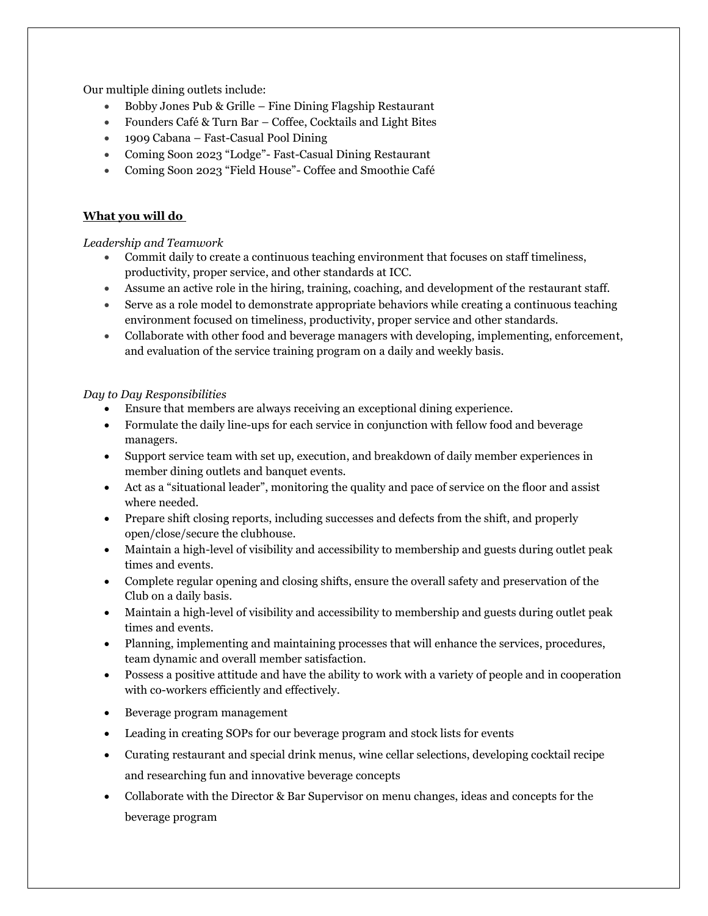Our multiple dining outlets include:

- Bobby Jones Pub & Grille – Fine Dining Flagship Restaurant
- Founders Café & Turn Bar – Coffee, Cocktails and Light Bites
- 1909 Cabana – Fast-Casual Pool Dining
- Coming Soon 2023 "Lodge"- Fast-Casual Dining Restaurant
- Coming Soon 2023 "Field House"- Coffee and Smoothie Café

**What you will do**

*Leadership and Teamwork*

- Commit daily to create a continuous teaching environment that focuses on staff timeliness, productivity, proper service, and other standards at ICC.
- Assume an active role in the hiring, training, coaching, and development of the restaurant staff.
- Serve as a role model to demonstrate appropriate behaviors while creating a continuous teaching environment focused on timeliness, productivity, proper service and other standards.
- Collaborate with other food and beverage managers with developing, implementing, enforcement, and evaluation of the service training program on a daily and weekly basis.

*Day to Day Responsibilities*

- Ensure that members are always receiving an exceptional dining experience.
- Formulate the daily line-ups for each service in conjunction with fellow food and beverage managers.
- Support service team with set up, execution, and breakdown of daily member experiences in member dining outlets and banquet events.
- Act as a "situational leader", monitoring the quality and pace of service on the floor and assist where needed.
- Prepare shift closing reports, including successes and defects from the shift, and properly open/close/secure the clubhouse.
- Maintain a high-level of visibility and accessibility to membership and guests during outlet peak times and events.
- Complete regular opening and closing shifts, ensure the overall safety and preservation of the Club on a daily basis.
- Maintain a high-level of visibility and accessibility to membership and guests during outlet peak times and events.
- Planning, implementing and maintaining processes that will enhance the services, procedures, team dynamic and overall member satisfaction.
- Possess a positive attitude and have the ability to work with a variety of people and in cooperation with co-workers efficiently and effectively.
- Beverage program management
- Leading in creating SOPs for our beverage program and stock lists for events
- Curating restaurant and special drink menus, wine cellar selections, developing cocktail recipe and researching fun and innovative beverage concepts
- Collaborate with the Director & Bar Supervisor on menu changes, ideas and concepts for the beverage program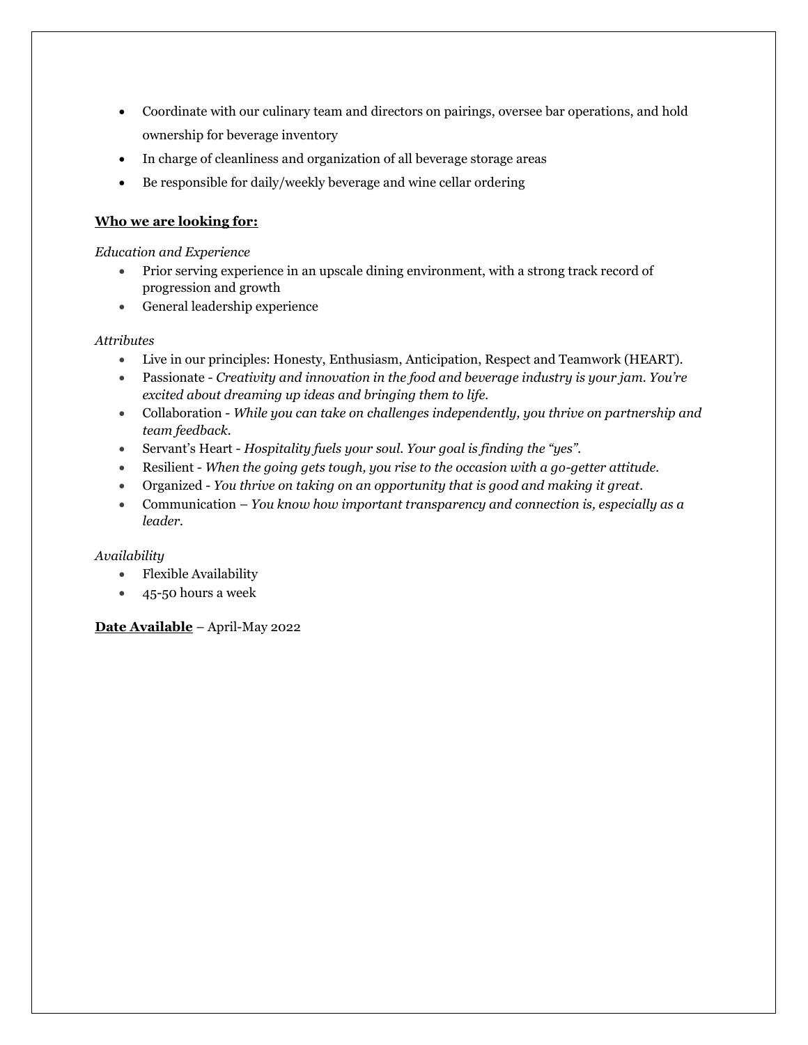- Coordinate with our culinary team and directors on pairings, oversee bar operations, and hold ownership for beverage inventory
- In charge of cleanliness and organization of all beverage storage areas
- Be responsible for daily/weekly beverage and wine cellar ordering

**Who we are looking for:**

*Education and Experience*

- Prior serving experience in an upscale dining environment, with a strong track record of progression and growth
- General leadership experience

*Attributes*

- Live in our principles: Honesty, Enthusiasm, Anticipation, Respect and Teamwork (HEART).
- Passionate - *Creativity and innovation in the food and beverage industry is your jam. You're excited about dreaming up ideas and bringing them to life.*
- Collaboration - *While you can take on challenges independently, you thrive on partnership and team feedback.*
- Servant's Heart - *Hospitality fuels your soul. Your goal is finding the "yes".*
- Resilient - *When the going gets tough, you rise to the occasion with a go-getter attitude.*
- Organized - *You thrive on taking on an opportunity that is good and making it great.*
- Communication – *You know how important transparency and connection is, especially as a leader.*

*Availability*

- Flexible Availability
- 45-50 hours a week

**Date Available** – April-May 2022